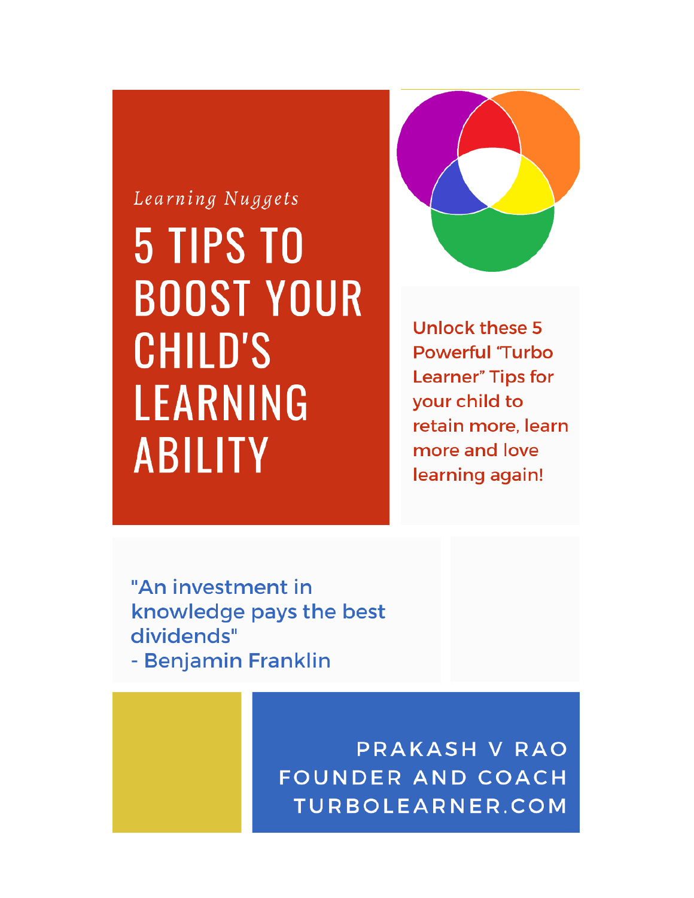*Learning Nuggets*

# 5 TIPS TO BOOST YOUR CHILD'S LEARNING ABILITY

Unlock these 5 Powerful "Turbo Learner" Tips for your child to retain more, learn more and love learning again!

"An investment in knowledge pays the best dividends"
- Benjamin Franklin

PRAKASH V RAO
FOUNDER AND COACH
TURBOLEARNER.COM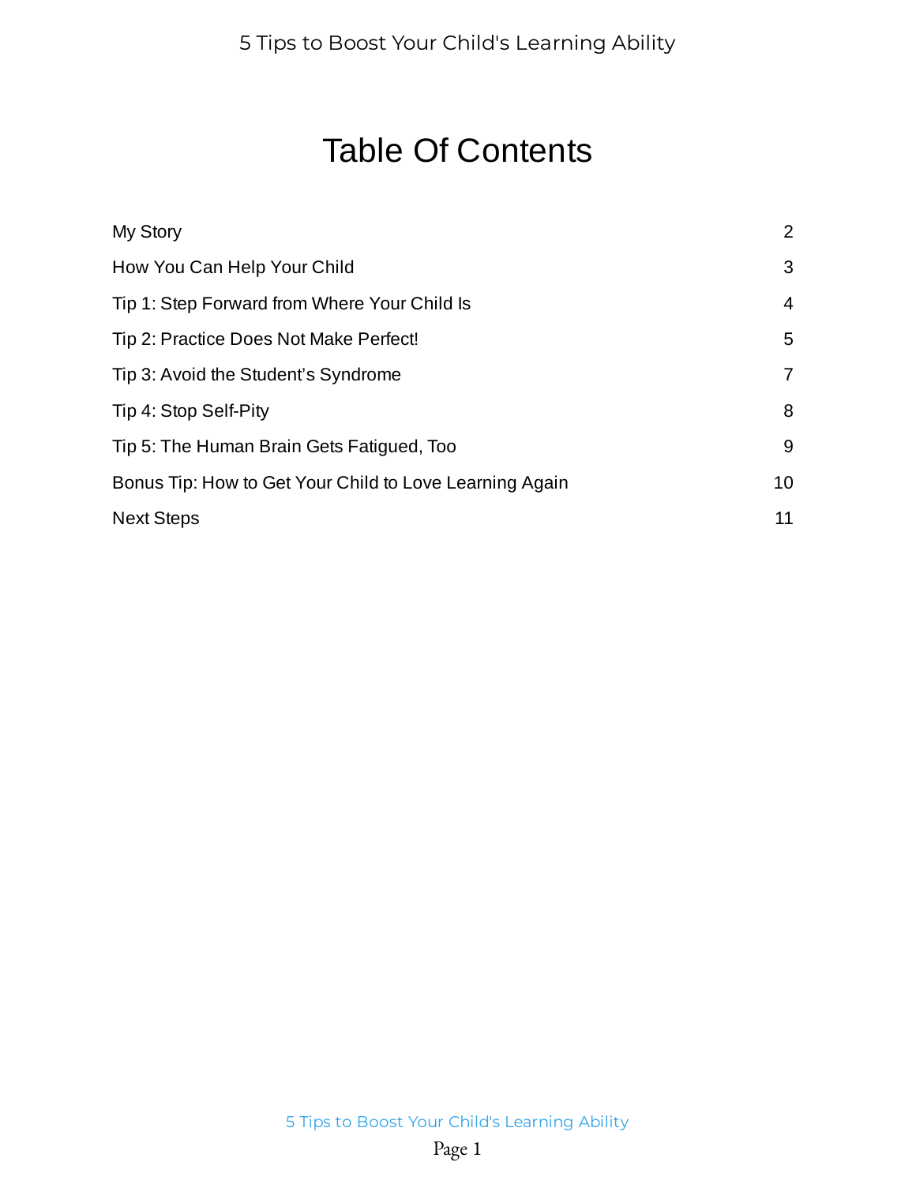# Table Of Contents

| | |
|---|---|
| My Story | 2 |
| How You Can Help Your Child | 3 |
| Tip 1: Step Forward from Where Your Child Is | 4 |
| Tip 2: Practice Does Not Make Perfect! | 5 |
| Tip 3: Avoid the Student’s Syndrome | 7 |
| Tip 4: Stop Self-Pity | 8 |
| Tip 5: The Human Brain Gets Fatigued, Too | 9 |
| Bonus Tip: How to Get Your Child to Love Learning Again | 10 |
| Next Steps | 11 |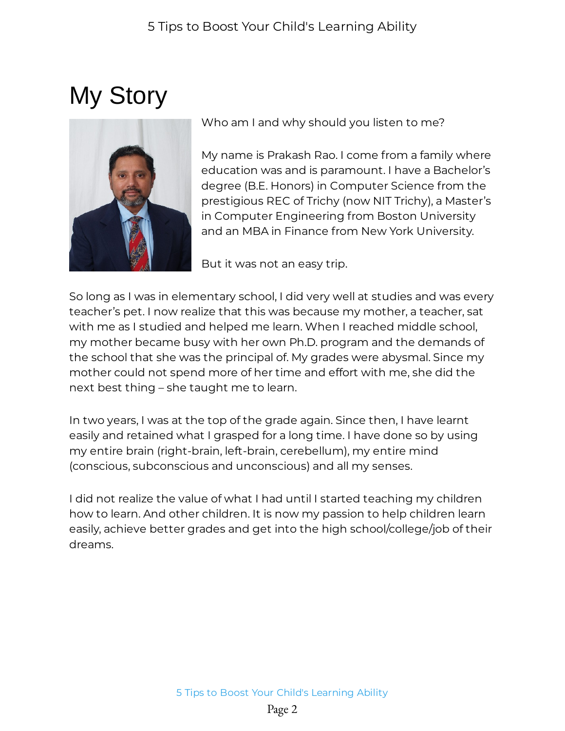# My Story

Who am I and why should you listen to me?

My name is Prakash Rao. I come from a family where education was and is paramount. I have a Bachelor's degree (B.E. Honors) in Computer Science from the prestigious REC of Trichy (now NIT Trichy), a Master's in Computer Engineering from Boston University and an MBA in Finance from New York University.

But it was not an easy trip.

So long as I was in elementary school, I did very well at studies and was every teacher's pet. I now realize that this was because my mother, a teacher, sat with me as I studied and helped me learn. When I reached middle school, my mother became busy with her own Ph.D. program and the demands of the school that she was the principal of. My grades were abysmal. Since my mother could not spend more of her time and effort with me, she did the next best thing – she taught me to learn.

In two years, I was at the top of the grade again. Since then, I have learnt easily and retained what I grasped for a long time. I have done so by using my entire brain (right-brain, left-brain, cerebellum), my entire mind (conscious, subconscious and unconscious) and all my senses.

I did not realize the value of what I had until I started teaching my children how to learn. And other children. It is now my passion to help children learn easily, achieve better grades and get into the high school/college/job of their dreams.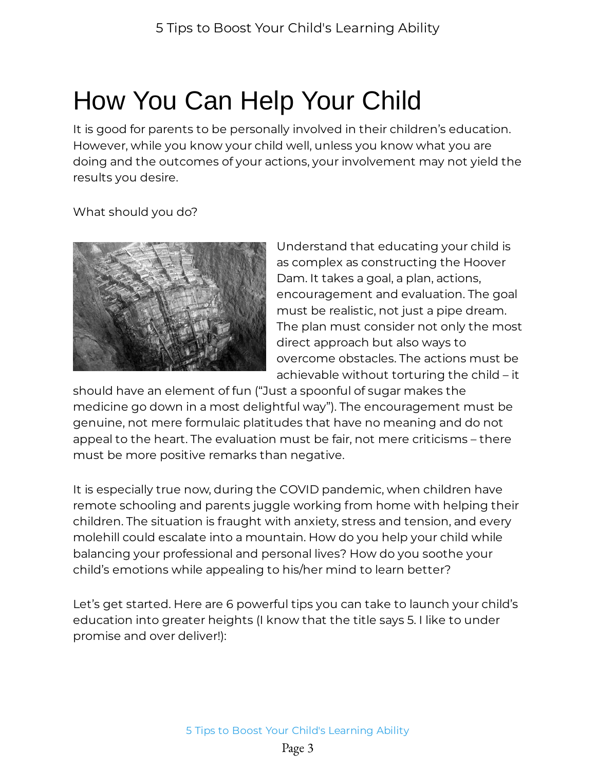# How You Can Help Your Child

It is good for parents to be personally involved in their children's education. However, while you know your child well, unless you know what you are doing and the outcomes of your actions, your involvement may not yield the results you desire.

What should you do?

Understand that educating your child is as complex as constructing the Hoover Dam. It takes a goal, a plan, actions, encouragement and evaluation. The goal must be realistic, not just a pipe dream. The plan must consider not only the most direct approach but also ways to overcome obstacles. The actions must be achievable without torturing the child – it should have an element of fun ("Just a spoonful of sugar makes the medicine go down in a most delightful way"). The encouragement must be genuine, not mere formulaic platitudes that have no meaning and do not appeal to the heart. The evaluation must be fair, not mere criticisms – there must be more positive remarks than negative.

It is especially true now, during the COVID pandemic, when children have remote schooling and parents juggle working from home with helping their children. The situation is fraught with anxiety, stress and tension, and every molehill could escalate into a mountain. How do you help your child while balancing your professional and personal lives? How do you soothe your child's emotions while appealing to his/her mind to learn better?

Let's get started. Here are 6 powerful tips you can take to launch your child's education into greater heights (I know that the title says 5. I like to under promise and over deliver!):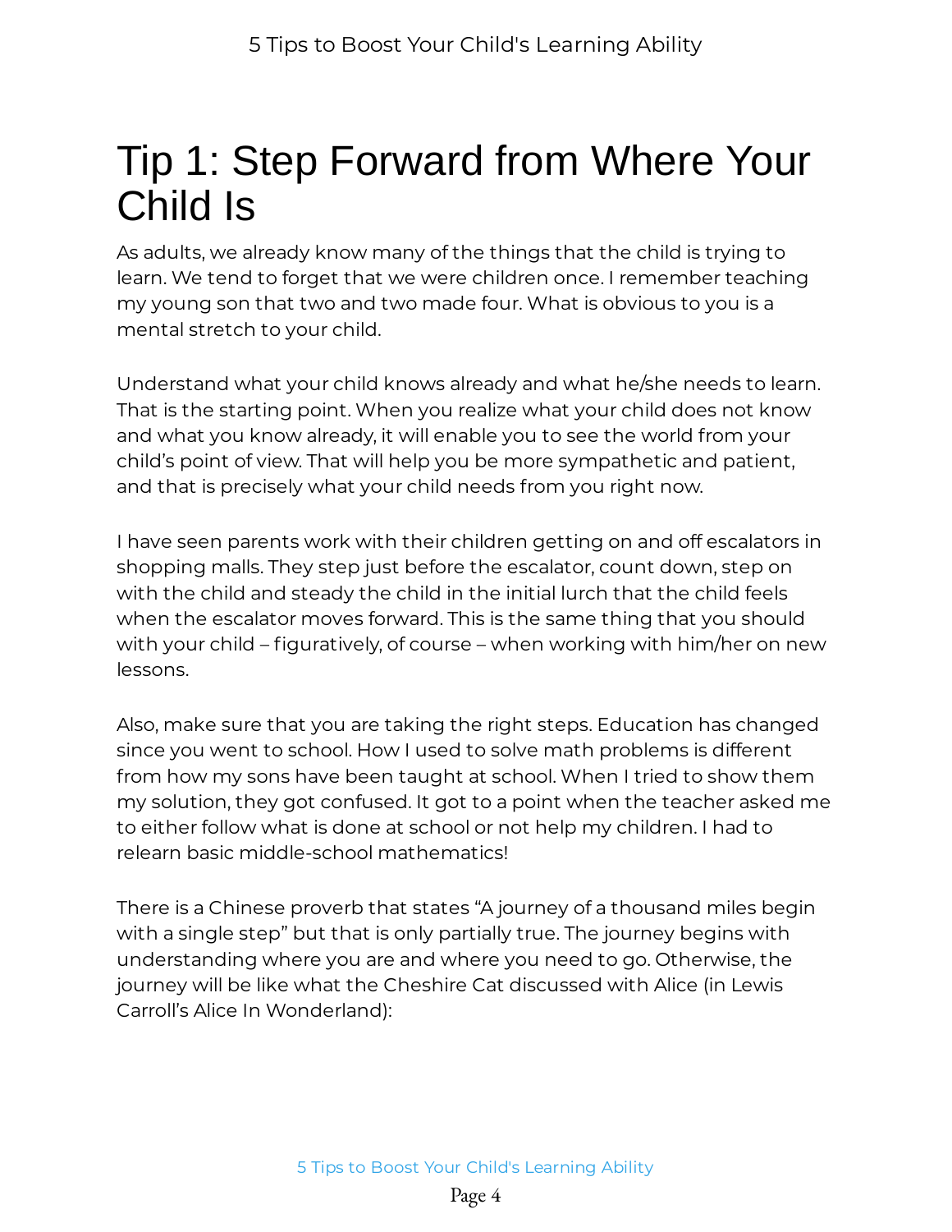# Tip 1: Step Forward from Where Your Child Is

As adults, we already know many of the things that the child is trying to learn. We tend to forget that we were children once. I remember teaching my young son that two and two made four. What is obvious to you is a mental stretch to your child.

Understand what your child knows already and what he/she needs to learn. That is the starting point. When you realize what your child does not know and what you know already, it will enable you to see the world from your child's point of view. That will help you be more sympathetic and patient, and that is precisely what your child needs from you right now.

I have seen parents work with their children getting on and off escalators in shopping malls. They step just before the escalator, count down, step on with the child and steady the child in the initial lurch that the child feels when the escalator moves forward. This is the same thing that you should with your child – figuratively, of course – when working with him/her on new lessons.

Also, make sure that you are taking the right steps. Education has changed since you went to school. How I used to solve math problems is different from how my sons have been taught at school. When I tried to show them my solution, they got confused. It got to a point when the teacher asked me to either follow what is done at school or not help my children. I had to relearn basic middle-school mathematics!

There is a Chinese proverb that states "A journey of a thousand miles begin with a single step" but that is only partially true. The journey begins with understanding where you are and where you need to go. Otherwise, the journey will be like what the Cheshire Cat discussed with Alice (in Lewis Carroll's Alice In Wonderland):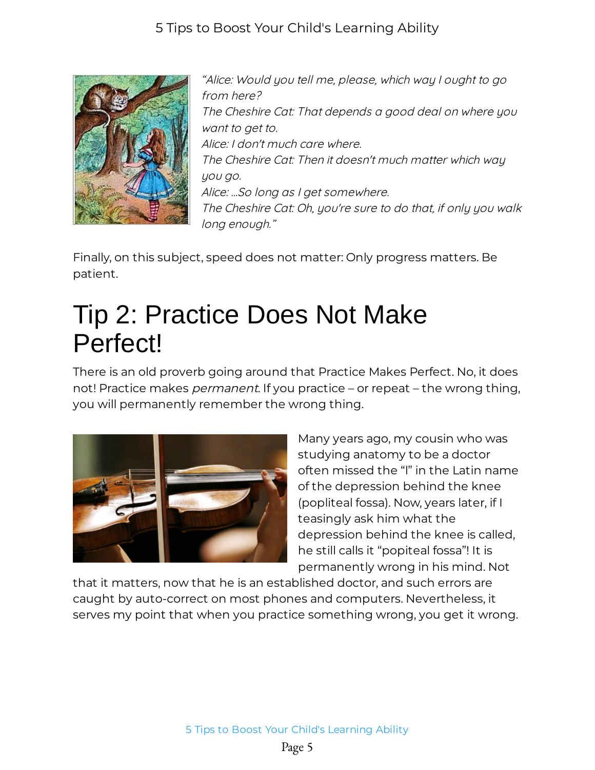*"Alice: Would you tell me, please, which way I ought to go from here?*
*The Cheshire Cat: That depends a good deal on where you want to get to.*
*Alice: I don't much care where.*
*The Cheshire Cat: Then it doesn't much matter which way you go.*
*Alice: ...So long as I get somewhere.*
*The Cheshire Cat: Oh, you're sure to do that, if only you walk long enough."*

Finally, on this subject, speed does not matter: Only progress matters. Be patient.

# Tip 2: Practice Does Not Make Perfect!

There is an old proverb going around that Practice Makes Perfect. No, it does not! Practice makes *permanent*. If you practice – or repeat – the wrong thing, you will permanently remember the wrong thing.

Many years ago, my cousin who was studying anatomy to be a doctor often missed the "l" in the Latin name of the depression behind the knee (popliteal fossa). Now, years later, if I teasingly ask him what the depression behind the knee is called, he still calls it "popiteal fossa"! It is permanently wrong in his mind. Not that it matters, now that he is an established doctor, and such errors are caught by auto-correct on most phones and computers. Nevertheless, it serves my point that when you practice something wrong, you get it wrong.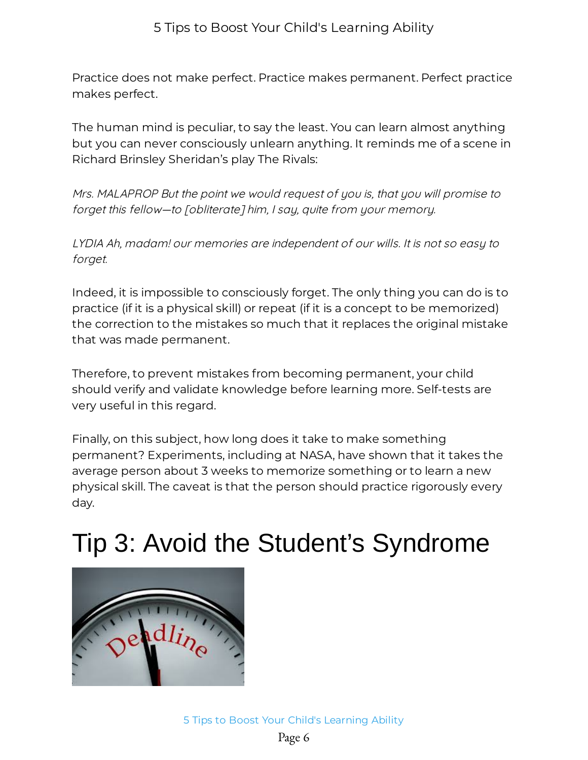Practice does not make perfect. Practice makes permanent. Perfect practice makes perfect.

The human mind is peculiar, to say the least. You can learn almost anything but you can never consciously unlearn anything. It reminds me of a scene in Richard Brinsley Sheridan's play The Rivals:

*Mrs. MALAPROP But the point we would request of you is, that you will promise to forget this fellow—to [obliterate] him, I say, quite from your memory.*

*LYDIA Ah, madam! our memories are independent of our wills. It is not so easy to forget.*

Indeed, it is impossible to consciously forget. The only thing you can do is to practice (if it is a physical skill) or repeat (if it is a concept to be memorized) the correction to the mistakes so much that it replaces the original mistake that was made permanent.

Therefore, to prevent mistakes from becoming permanent, your child should verify and validate knowledge before learning more. Self-tests are very useful in this regard.

Finally, on this subject, how long does it take to make something permanent? Experiments, including at NASA, have shown that it takes the average person about 3 weeks to memorize something or to learn a new physical skill. The caveat is that the person should practice rigorously every day.

# Tip 3: Avoid the Student's Syndrome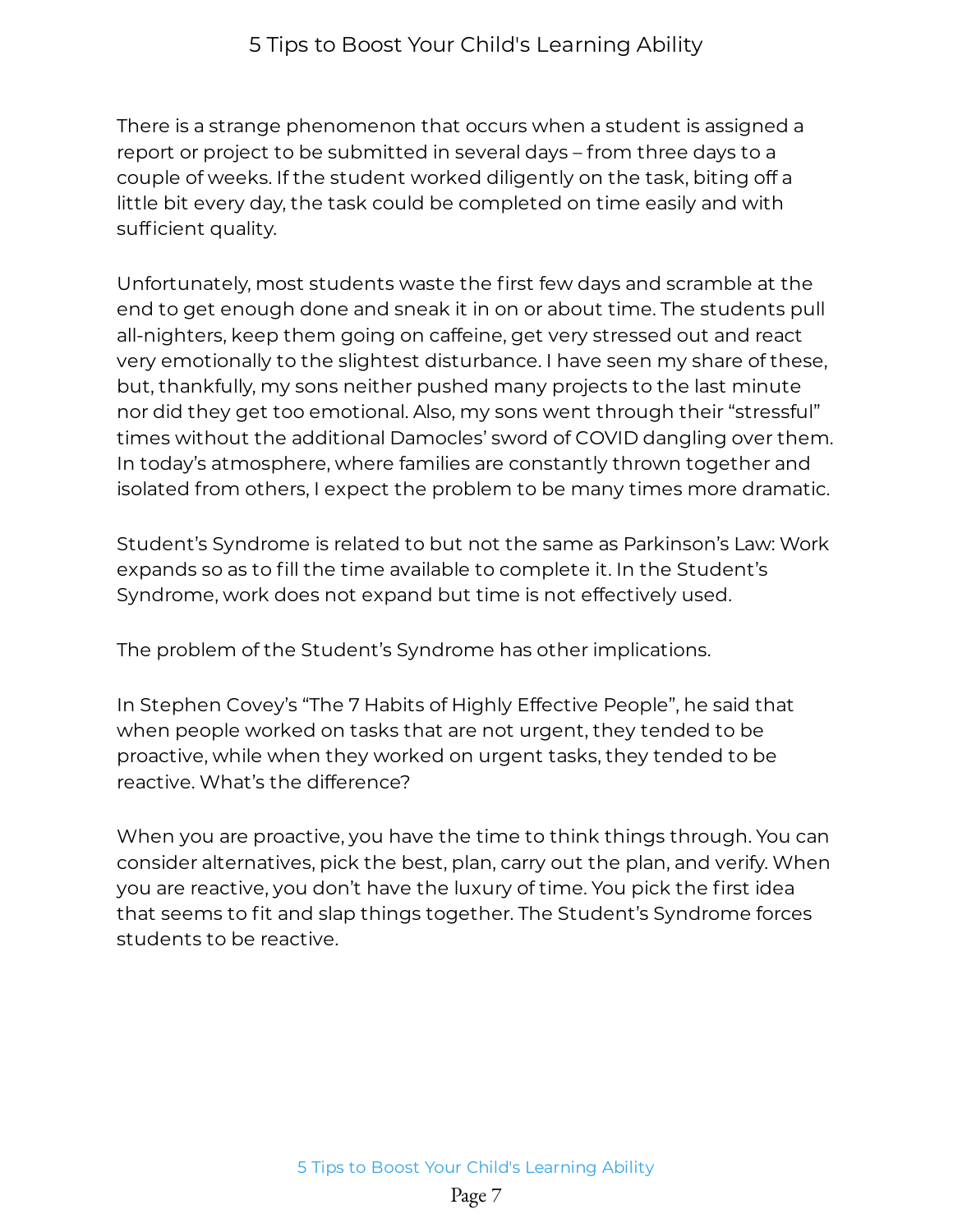There is a strange phenomenon that occurs when a student is assigned a report or project to be submitted in several days – from three days to a couple of weeks. If the student worked diligently on the task, biting off a little bit every day, the task could be completed on time easily and with sufficient quality.

Unfortunately, most students waste the first few days and scramble at the end to get enough done and sneak it in on or about time. The students pull all-nighters, keep them going on caffeine, get very stressed out and react very emotionally to the slightest disturbance. I have seen my share of these, but, thankfully, my sons neither pushed many projects to the last minute nor did they get too emotional. Also, my sons went through their "stressful" times without the additional Damocles' sword of COVID dangling over them. In today's atmosphere, where families are constantly thrown together and isolated from others, I expect the problem to be many times more dramatic.

Student's Syndrome is related to but not the same as Parkinson's Law: Work expands so as to fill the time available to complete it. In the Student's Syndrome, work does not expand but time is not effectively used.

The problem of the Student's Syndrome has other implications.

In Stephen Covey's "The 7 Habits of Highly Effective People", he said that when people worked on tasks that are not urgent, they tended to be proactive, while when they worked on urgent tasks, they tended to be reactive. What's the difference?

When you are proactive, you have the time to think things through. You can consider alternatives, pick the best, plan, carry out the plan, and verify. When you are reactive, you don't have the luxury of time. You pick the first idea that seems to fit and slap things together. The Student's Syndrome forces students to be reactive.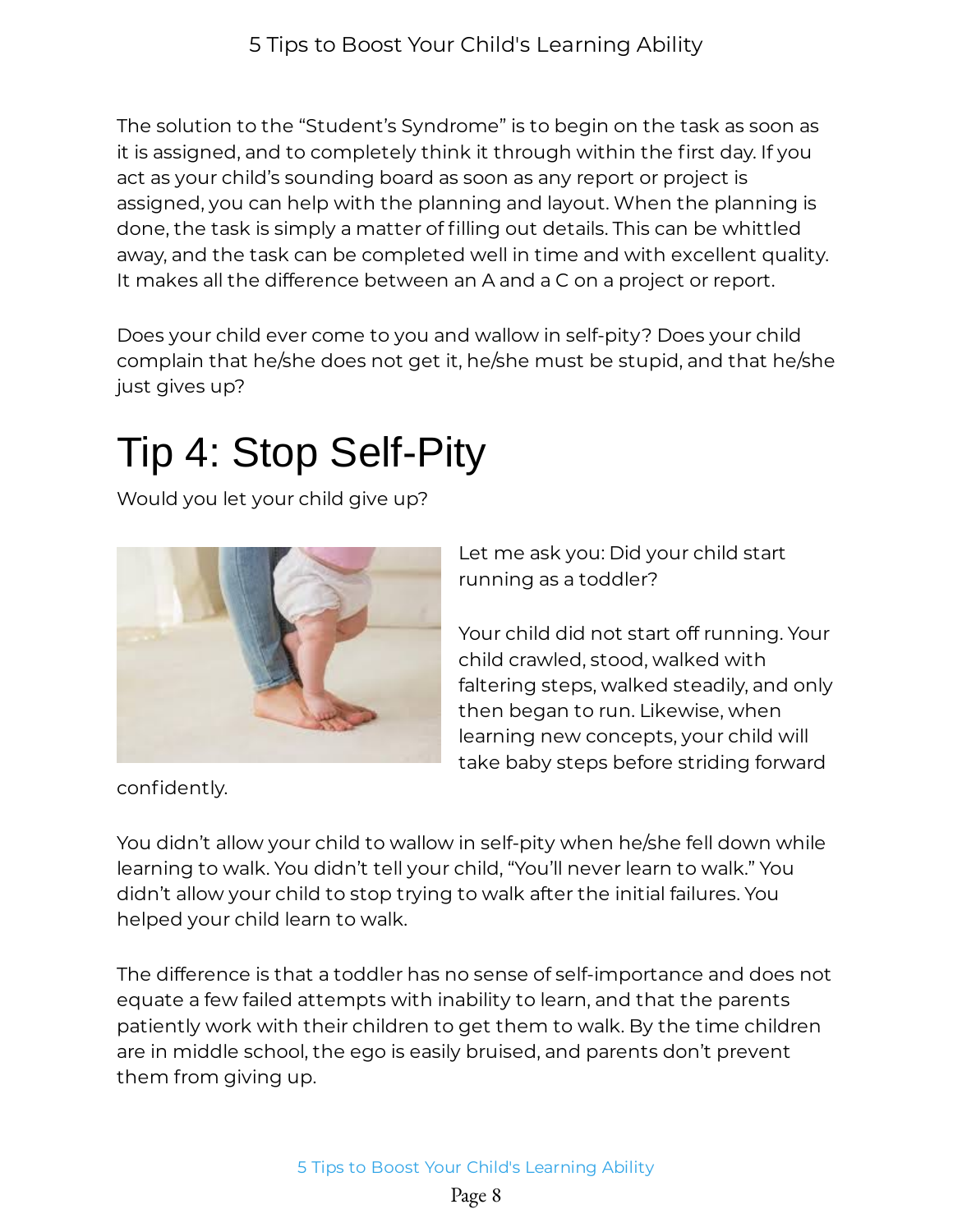The solution to the “Student’s Syndrome” is to begin on the task as soon as it is assigned, and to completely think it through within the first day. If you act as your child’s sounding board as soon as any report or project is assigned, you can help with the planning and layout. When the planning is done, the task is simply a matter of filling out details. This can be whittled away, and the task can be completed well in time and with excellent quality. It makes all the difference between an A and a C on a project or report.

Does your child ever come to you and wallow in self-pity? Does your child complain that he/she does not get it, he/she must be stupid, and that he/she just gives up?

# Tip 4: Stop Self-Pity

Would you let your child give up?

Let me ask you: Did your child start running as a toddler?

Your child did not start off running. Your child crawled, stood, walked with faltering steps, walked steadily, and only then began to run. Likewise, when learning new concepts, your child will take baby steps before striding forward confidently.

You didn’t allow your child to wallow in self-pity when he/she fell down while learning to walk. You didn’t tell your child, “You’ll never learn to walk.” You didn’t allow your child to stop trying to walk after the initial failures. You helped your child learn to walk.

The difference is that a toddler has no sense of self-importance and does not equate a few failed attempts with inability to learn, and that the parents patiently work with their children to get them to walk. By the time children are in middle school, the ego is easily bruised, and parents don’t prevent them from giving up.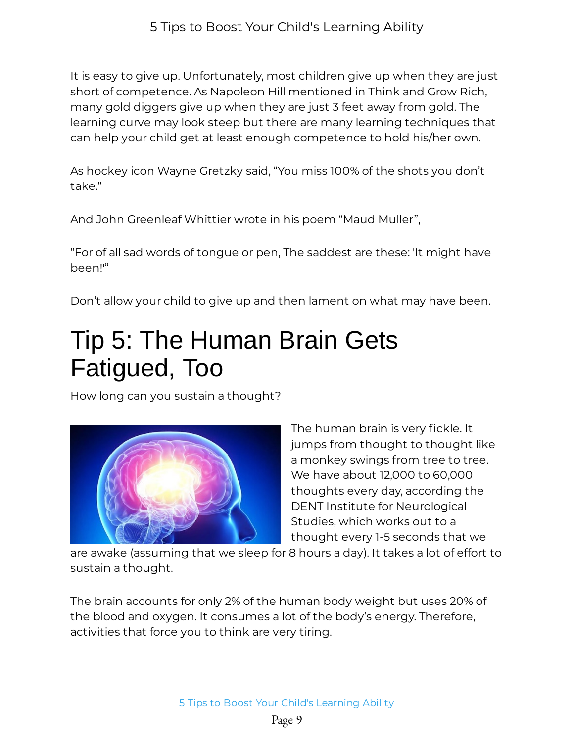It is easy to give up. Unfortunately, most children give up when they are just short of competence. As Napoleon Hill mentioned in Think and Grow Rich, many gold diggers give up when they are just 3 feet away from gold. The learning curve may look steep but there are many learning techniques that can help your child get at least enough competence to hold his/her own.

As hockey icon Wayne Gretzky said, "You miss 100% of the shots you don't take."

And John Greenleaf Whittier wrote in his poem "Maud Muller",

"For of all sad words of tongue or pen, The saddest are these: 'It might have been!'"

Don't allow your child to give up and then lament on what may have been.

# Tip 5: The Human Brain Gets Fatigued, Too

How long can you sustain a thought?

The human brain is very fickle. It jumps from thought to thought like a monkey swings from tree to tree. We have about 12,000 to 60,000 thoughts every day, according the DENT Institute for Neurological Studies, which works out to a thought every 1-5 seconds that we are awake (assuming that we sleep for 8 hours a day). It takes a lot of effort to sustain a thought.

The brain accounts for only 2% of the human body weight but uses 20% of the blood and oxygen. It consumes a lot of the body's energy. Therefore, activities that force you to think are very tiring.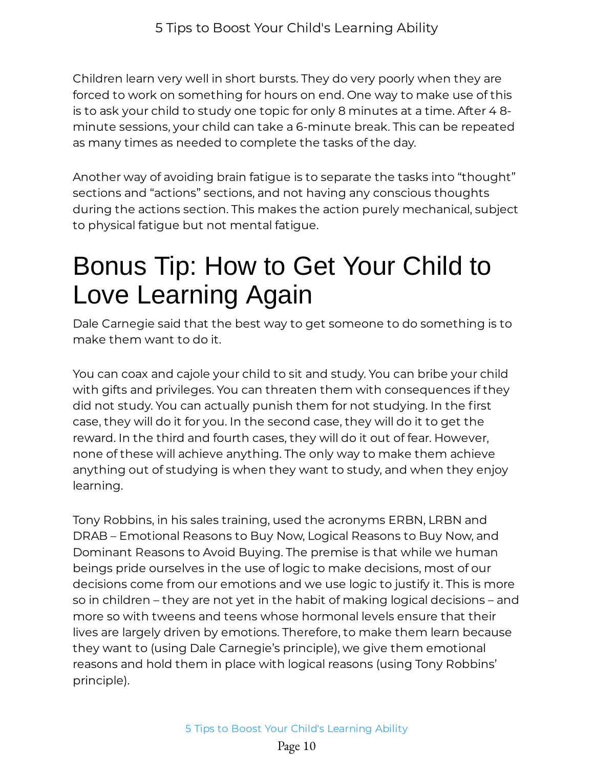Children learn very well in short bursts. They do very poorly when they are forced to work on something for hours on end. One way to make use of this is to ask your child to study one topic for only 8 minutes at a time. After 4 8-minute sessions, your child can take a 6-minute break. This can be repeated as many times as needed to complete the tasks of the day.

Another way of avoiding brain fatigue is to separate the tasks into "thought" sections and "actions" sections, and not having any conscious thoughts during the actions section. This makes the action purely mechanical, subject to physical fatigue but not mental fatigue.

# Bonus Tip: How to Get Your Child to Love Learning Again

Dale Carnegie said that the best way to get someone to do something is to make them want to do it.

You can coax and cajole your child to sit and study. You can bribe your child with gifts and privileges. You can threaten them with consequences if they did not study. You can actually punish them for not studying. In the first case, they will do it for you. In the second case, they will do it to get the reward. In the third and fourth cases, they will do it out of fear. However, none of these will achieve anything. The only way to make them achieve anything out of studying is when they want to study, and when they enjoy learning.

Tony Robbins, in his sales training, used the acronyms ERBN, LRBN and DRAB – Emotional Reasons to Buy Now, Logical Reasons to Buy Now, and Dominant Reasons to Avoid Buying. The premise is that while we human beings pride ourselves in the use of logic to make decisions, most of our decisions come from our emotions and we use logic to justify it. This is more so in children – they are not yet in the habit of making logical decisions – and more so with tweens and teens whose hormonal levels ensure that their lives are largely driven by emotions. Therefore, to make them learn because they want to (using Dale Carnegie's principle), we give them emotional reasons and hold them in place with logical reasons (using Tony Robbins' principle).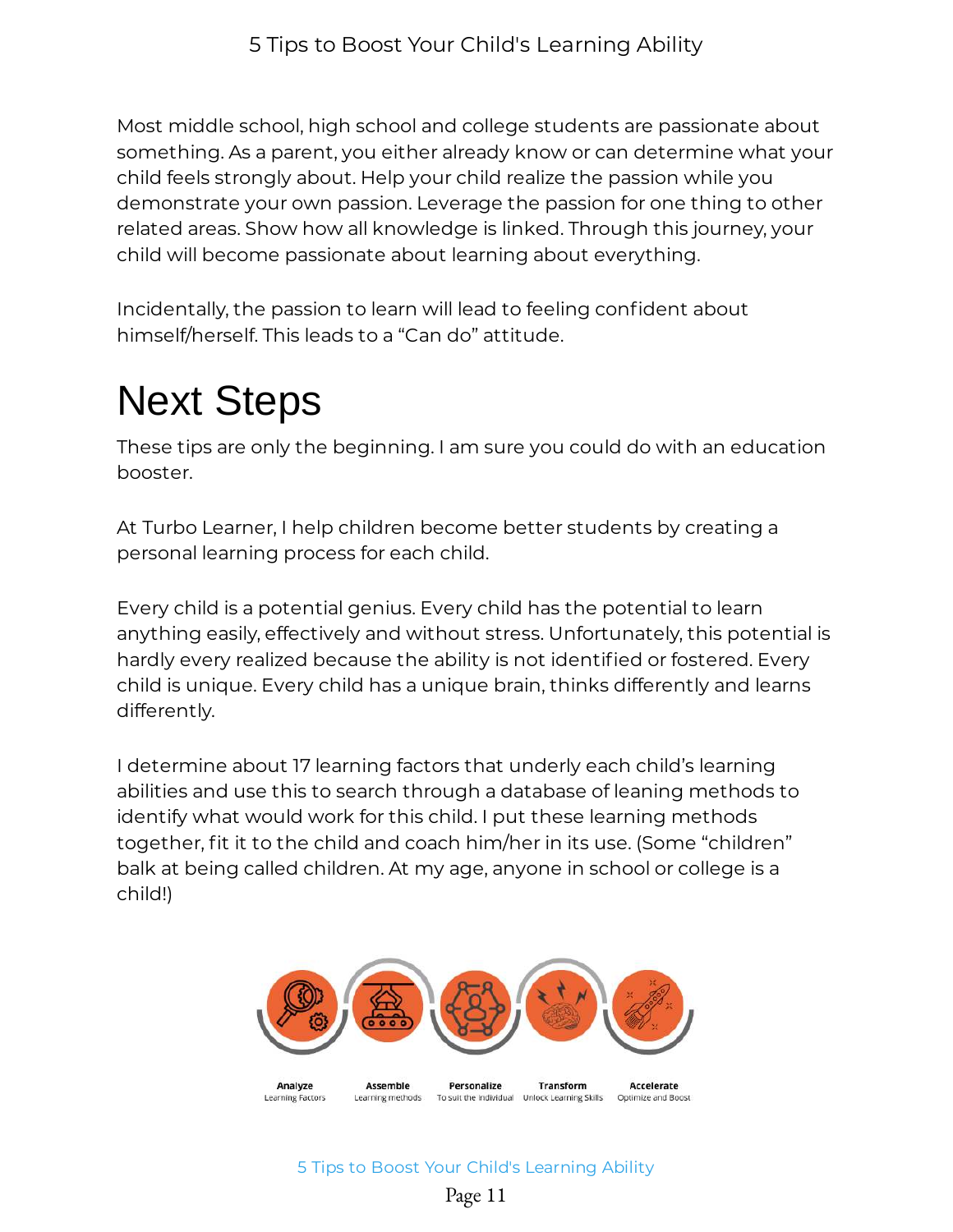Most middle school, high school and college students are passionate about something. As a parent, you either already know or can determine what your child feels strongly about. Help your child realize the passion while you demonstrate your own passion. Leverage the passion for one thing to other related areas. Show how all knowledge is linked. Through this journey, your child will become passionate about learning about everything.

Incidentally, the passion to learn will lead to feeling confident about himself/herself. This leads to a "Can do" attitude.

# Next Steps

These tips are only the beginning. I am sure you could do with an education booster.

At Turbo Learner, I help children become better students by creating a personal learning process for each child.

Every child is a potential genius. Every child has the potential to learn anything easily, effectively and without stress. Unfortunately, this potential is hardly every realized because the ability is not identified or fostered. Every child is unique. Every child has a unique brain, thinks differently and learns differently.

I determine about 17 learning factors that underly each child's learning abilities and use this to search through a database of leaning methods to identify what would work for this child. I put these learning methods together, fit it to the child and coach him/her in its use. (Some "children" balk at being called children. At my age, anyone in school or college is a child!)

**Analyze** Learning Factors
**Assemble** Learning methods
**Personalize** To suit the individual
**Transform** Unlock Learning Skills
**Accelerate** Optimize and Boost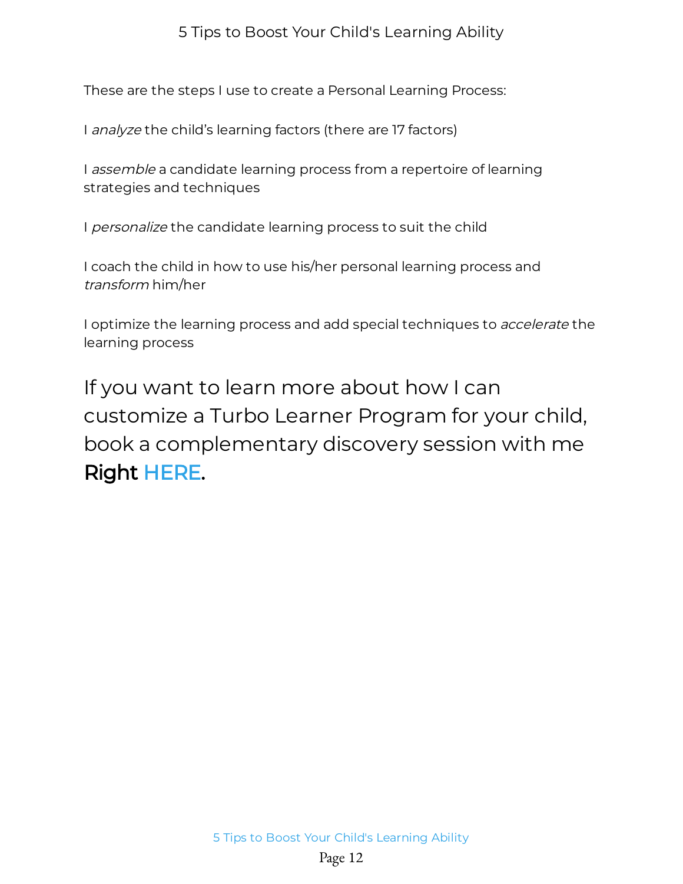These are the steps I use to create a Personal Learning Process:

I *analyze* the child's learning factors (there are 17 factors)

I *assemble* a candidate learning process from a repertoire of learning strategies and techniques

I *personalize* the candidate learning process to suit the child

I coach the child in how to use his/her personal learning process and *transform* him/her

I optimize the learning process and add special techniques to *accelerate* the learning process

## If you want to learn more about how I can customize a Turbo Learner Program for your child, book a complementary discovery session with me Right HERE.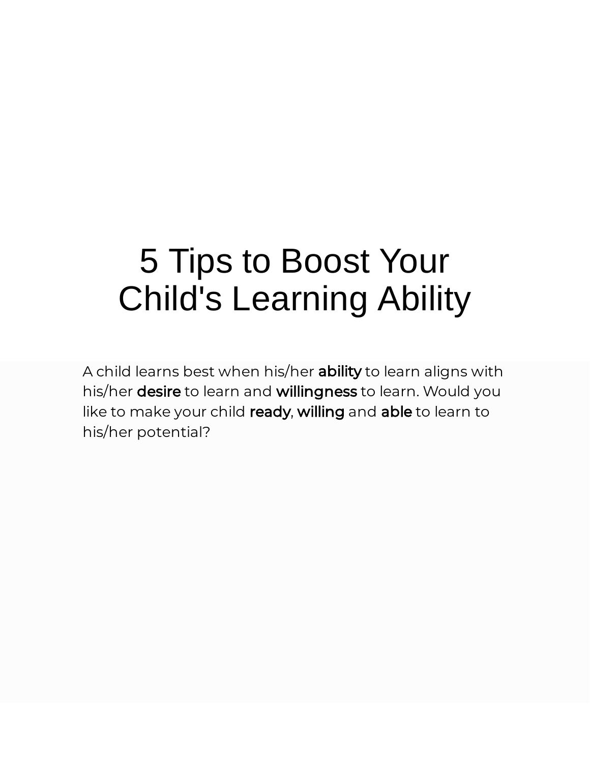# 5 Tips to Boost Your Child's Learning Ability

A child learns best when his/her **ability** to learn aligns with his/her **desire** to learn and **willingness** to learn. Would you like to make your child **ready**, **willing** and **able** to learn to his/her potential?